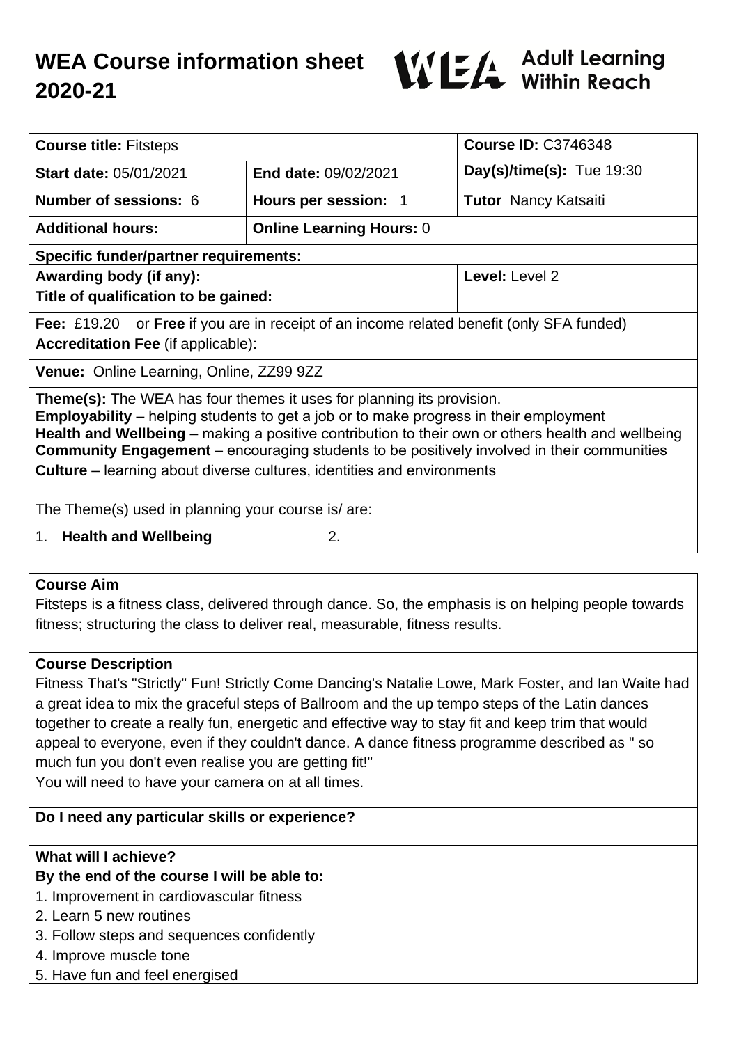# WEA Course information sheet 2020-21

WEA Adult Learning Within Reach

| **Course title:** Fitsteps | | **Course ID:** C3746348 |
|---|---|---|
| **Start date:** 05/01/2021 | **End date:** 09/02/2021 | **Day(s)/time(s):** Tue 19:30 |
| **Number of sessions:** 6 | **Hours per session:** 1 | **Tutor** Nancy Katsaiti |
| **Additional hours:** | **Online Learning Hours:** 0 | |
| **Specific funder/partner requirements:** | | |
| **Awarding body (if any):**<br>**Title of qualification to be gained:** | | **Level:** Level 2 |
| **Fee:** £19.20 or **Free** if you are in receipt of an income related benefit (only SFA funded)<br>**Accreditation Fee** (if applicable): | | |
| **Venue:** Online Learning, Online, ZZ99 9ZZ | | |

**Theme(s):** The WEA has four themes it uses for planning its provision.
**Employability** – helping students to get a job or to make progress in their employment
**Health and Wellbeing** – making a positive contribution to their own or others health and wellbeing
**Community Engagement** – encouraging students to be positively involved in their communities
**Culture** – learning about diverse cultures, identities and environments

The Theme(s) used in planning your course is/ are:

1. **Health and Wellbeing** 2.

## Course Aim

Fitsteps is a fitness class, delivered through dance. So, the emphasis is on helping people towards fitness; structuring the class to deliver real, measurable, fitness results.

## Course Description

Fitness That's "Strictly" Fun! Strictly Come Dancing's Natalie Lowe, Mark Foster, and Ian Waite had a great idea to mix the graceful steps of Ballroom and the up tempo steps of the Latin dances together to create a really fun, energetic and effective way to stay fit and keep trim that would appeal to everyone, even if they couldn't dance. A dance fitness programme described as " so much fun you don't even realise you are getting fit!"
You will need to have your camera on at all times.

## Do I need any particular skills or experience?

## What will I achieve?

**By the end of the course I will be able to:**

1. Improvement in cardiovascular fitness
2. Learn 5 new routines
3. Follow steps and sequences confidently
4. Improve muscle tone
5. Have fun and feel energised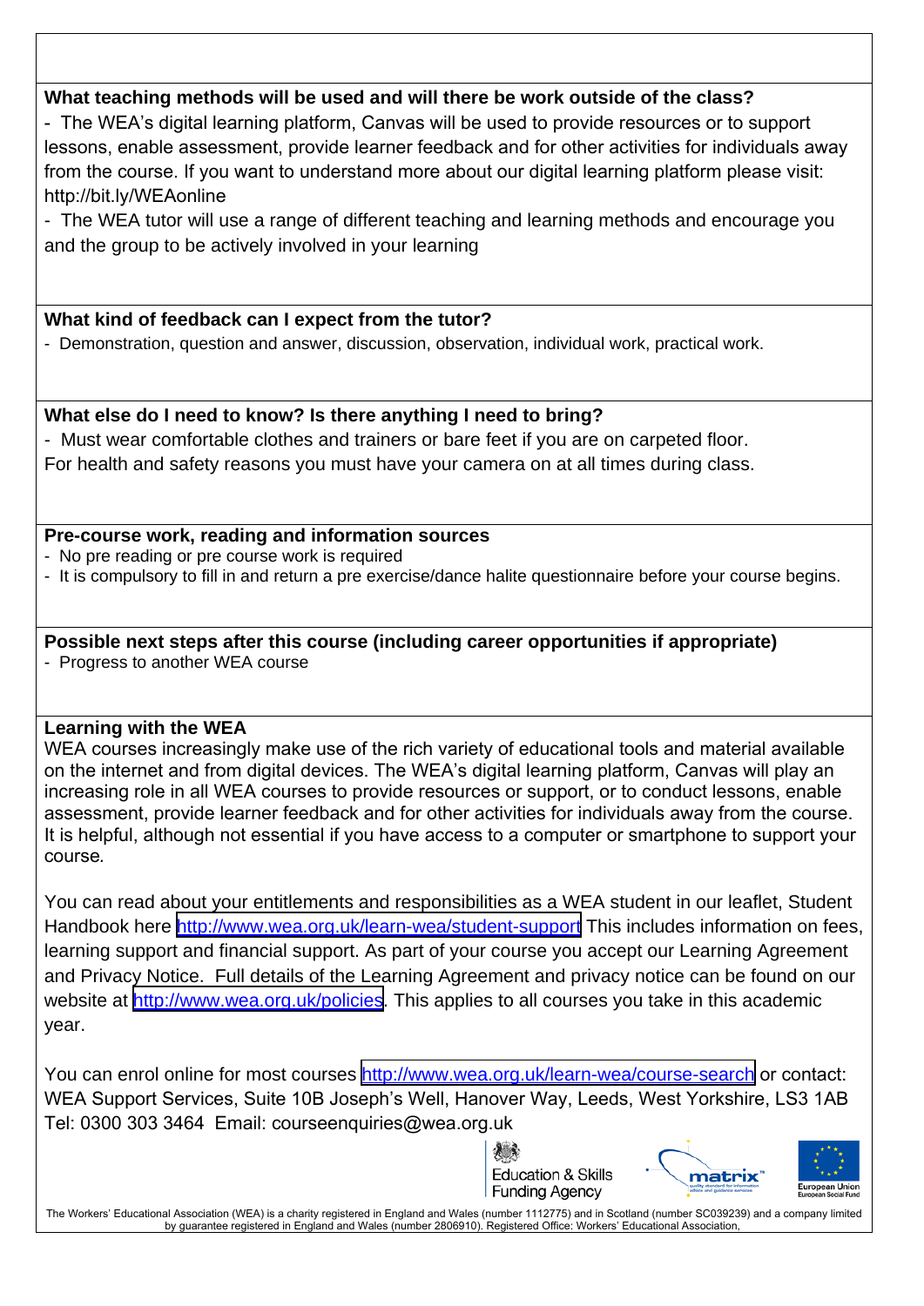**What teaching methods will be used and will there be work outside of the class?**

- The WEA's digital learning platform, Canvas will be used to provide resources or to support lessons, enable assessment, provide learner feedback and for other activities for individuals away from the course. If you want to understand more about our digital learning platform please visit: http://bit.ly/WEAonline
- The WEA tutor will use a range of different teaching and learning methods and encourage you and the group to be actively involved in your learning

**What kind of feedback can I expect from the tutor?**

- Demonstration, question and answer, discussion, observation, individual work, practical work.

**What else do I need to know? Is there anything I need to bring?**

- Must wear comfortable clothes and trainers or bare feet if you are on carpeted floor.

For health and safety reasons you must have your camera on at all times during class.

**Pre-course work, reading and information sources**

- No pre reading or pre course work is required
- It is compulsory to fill in and return a pre exercise/dance halite questionnaire before your course begins.

**Possible next steps after this course (including career opportunities if appropriate)**

- Progress to another WEA course

**Learning with the WEA**

WEA courses increasingly make use of the rich variety of educational tools and material available on the internet and from digital devices. The WEA's digital learning platform, Canvas will play an increasing role in all WEA courses to provide resources or support, or to conduct lessons, enable assessment, provide learner feedback and for other activities for individuals away from the course. It is helpful, although not essential if you have access to a computer or smartphone to support your course.

You can read about your entitlements and responsibilities as a WEA student in our leaflet, Student Handbook here http://www.wea.org.uk/learn-wea/student-support This includes information on fees, learning support and financial support. As part of your course you accept our Learning Agreement and Privacy Notice. Full details of the Learning Agreement and privacy notice can be found on our website at http://www.wea.org.uk/policies. This applies to all courses you take in this academic year.

You can enrol online for most courses http://www.wea.org.uk/learn-wea/course-search or contact: WEA Support Services, Suite 10B Joseph's Well, Hanover Way, Leeds, West Yorkshire, LS3 1AB Tel: 0300 303 3464 Email: courseenquiries@wea.org.uk

Education & Skills Funding Agency

matrix

European Union European Social Fund

The Workers' Educational Association (WEA) is a charity registered in England and Wales (number 1112775) and in Scotland (number SC039239) and a company limited by guarantee registered in England and Wales (number 2806910). Registered Office: Workers' Educational Association,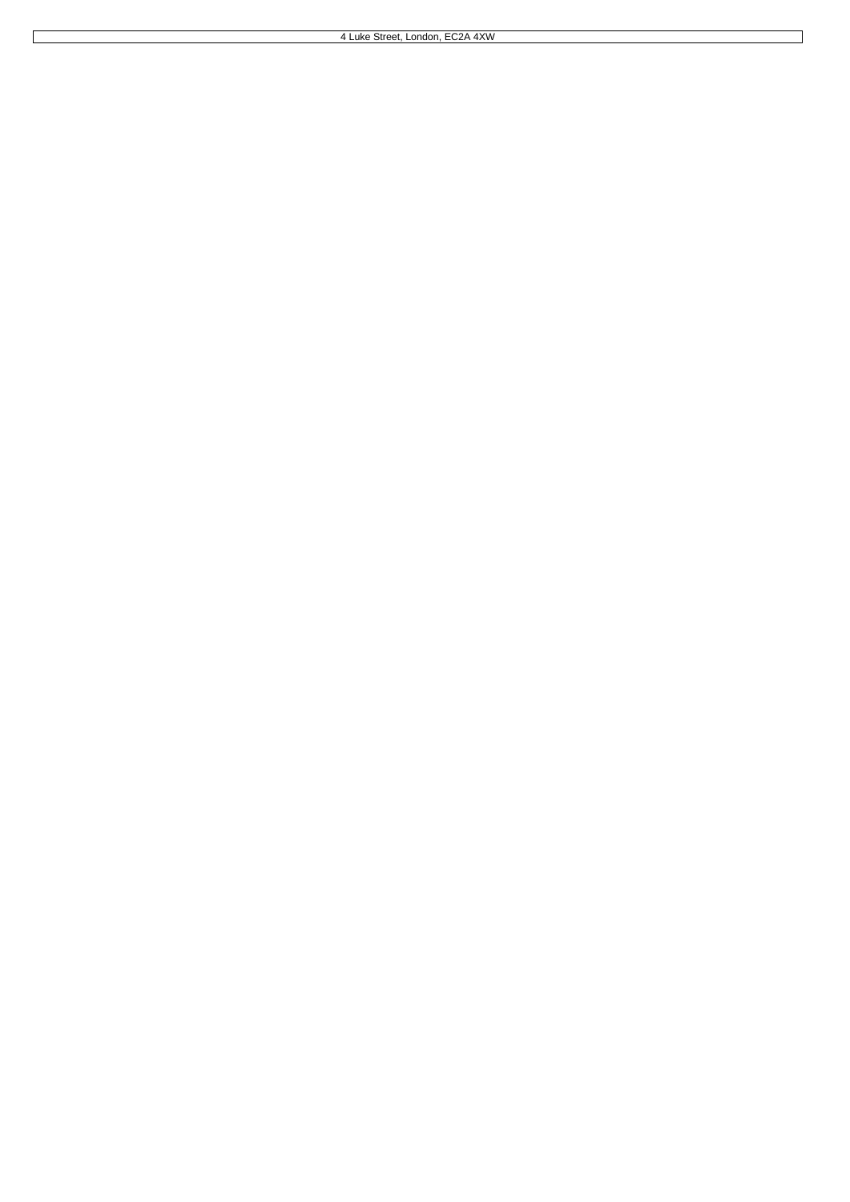4 Luke Street, London, EC2A 4XW